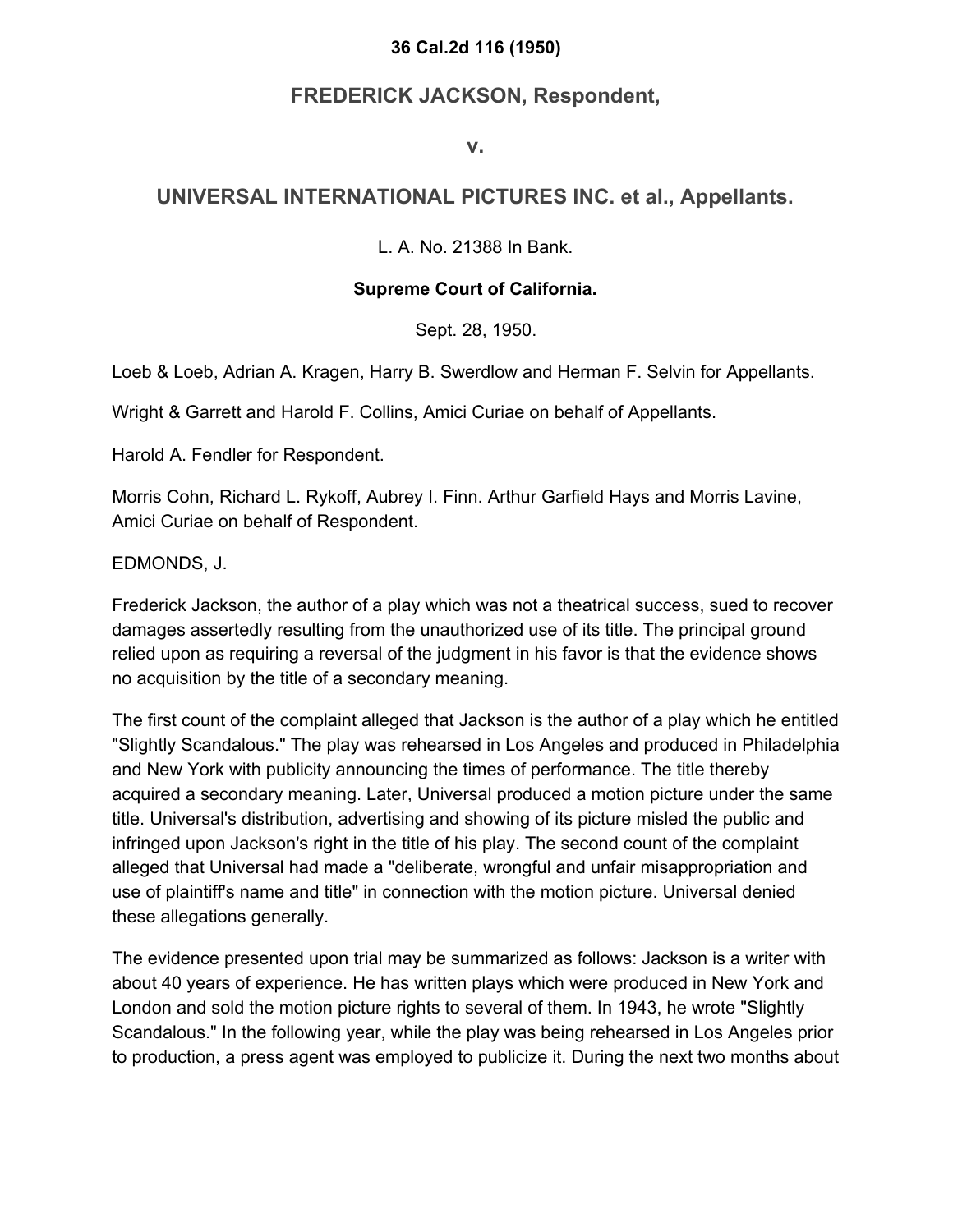**36 Cal.2d 116 (1950)**

## FREDERICK JACKSON, Respondent,

**v.**

## UNIVERSAL INTERNATIONAL PICTURES INC. et al., Appellants.

L. A. No. 21388 In Bank.

**Supreme Court of California.**

Sept. 28, 1950.

Loeb & Loeb, Adrian A. Kragen, Harry B. Swerdlow and Herman F. Selvin for Appellants.

Wright & Garrett and Harold F. Collins, Amici Curiae on behalf of Appellants.

Harold A. Fendler for Respondent.

Morris Cohn, Richard L. Rykoff, Aubrey I. Finn. Arthur Garfield Hays and Morris Lavine, Amici Curiae on behalf of Respondent.

EDMONDS, J.

Frederick Jackson, the author of a play which was not a theatrical success, sued to recover damages assertedly resulting from the unauthorized use of its title. The principal ground relied upon as requiring a reversal of the judgment in his favor is that the evidence shows no acquisition by the title of a secondary meaning.

The first count of the complaint alleged that Jackson is the author of a play which he entitled "Slightly Scandalous." The play was rehearsed in Los Angeles and produced in Philadelphia and New York with publicity announcing the times of performance. The title thereby acquired a secondary meaning. Later, Universal produced a motion picture under the same title. Universal's distribution, advertising and showing of its picture misled the public and infringed upon Jackson's right in the title of his play. The second count of the complaint alleged that Universal had made a "deliberate, wrongful and unfair misappropriation and use of plaintiff's name and title" in connection with the motion picture. Universal denied these allegations generally.

The evidence presented upon trial may be summarized as follows: Jackson is a writer with about 40 years of experience. He has written plays which were produced in New York and London and sold the motion picture rights to several of them. In 1943, he wrote "Slightly Scandalous." In the following year, while the play was being rehearsed in Los Angeles prior to production, a press agent was employed to publicize it. During the next two months about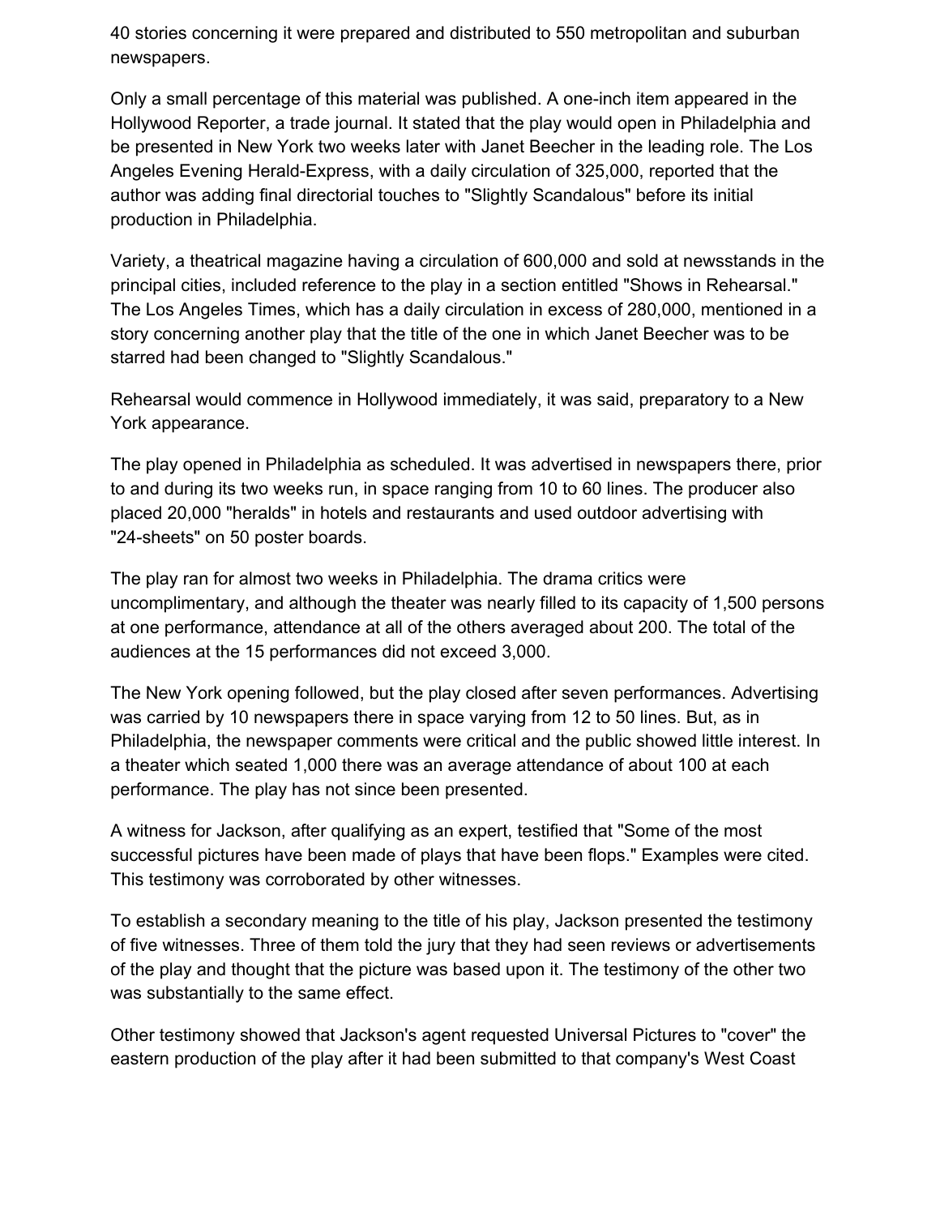40 stories concerning it were prepared and distributed to 550 metropolitan and suburban newspapers.

Only a small percentage of this material was published. A one-inch item appeared in the Hollywood Reporter, a trade journal. It stated that the play would open in Philadelphia and be presented in New York two weeks later with Janet Beecher in the leading role. The Los Angeles Evening Herald-Express, with a daily circulation of 325,000, reported that the author was adding final directorial touches to "Slightly Scandalous" before its initial production in Philadelphia.

Variety, a theatrical magazine having a circulation of 600,000 and sold at newsstands in the principal cities, included reference to the play in a section entitled "Shows in Rehearsal." The Los Angeles Times, which has a daily circulation in excess of 280,000, mentioned in a story concerning another play that the title of the one in which Janet Beecher was to be starred had been changed to "Slightly Scandalous."

Rehearsal would commence in Hollywood immediately, it was said, preparatory to a New York appearance.

The play opened in Philadelphia as scheduled. It was advertised in newspapers there, prior to and during its two weeks run, in space ranging from 10 to 60 lines. The producer also placed 20,000 "heralds" in hotels and restaurants and used outdoor advertising with "24-sheets" on 50 poster boards.

The play ran for almost two weeks in Philadelphia. The drama critics were uncomplimentary, and although the theater was nearly filled to its capacity of 1,500 persons at one performance, attendance at all of the others averaged about 200. The total of the audiences at the 15 performances did not exceed 3,000.

The New York opening followed, but the play closed after seven performances. Advertising was carried by 10 newspapers there in space varying from 12 to 50 lines. But, as in Philadelphia, the newspaper comments were critical and the public showed little interest. In a theater which seated 1,000 there was an average attendance of about 100 at each performance. The play has not since been presented.

A witness for Jackson, after qualifying as an expert, testified that "Some of the most successful pictures have been made of plays that have been flops." Examples were cited. This testimony was corroborated by other witnesses.

To establish a secondary meaning to the title of his play, Jackson presented the testimony of five witnesses. Three of them told the jury that they had seen reviews or advertisements of the play and thought that the picture was based upon it. The testimony of the other two was substantially to the same effect.

Other testimony showed that Jackson's agent requested Universal Pictures to "cover" the eastern production of the play after it had been submitted to that company's West Coast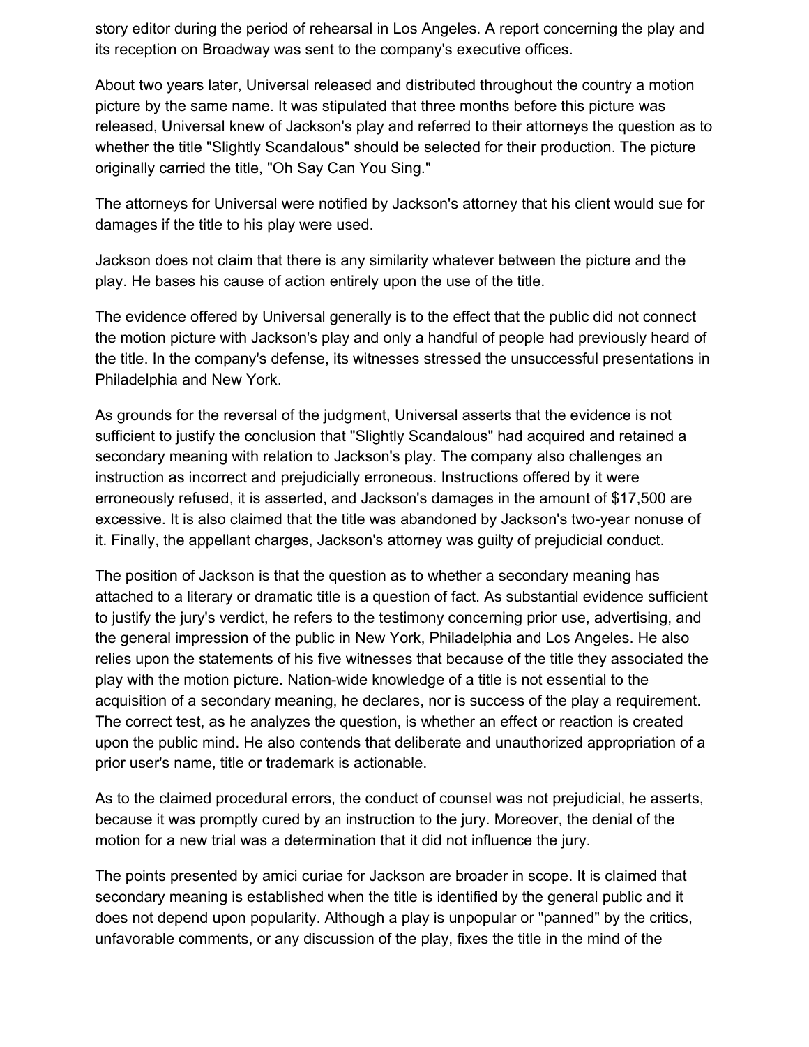story editor during the period of rehearsal in Los Angeles. A report concerning the play and its reception on Broadway was sent to the company's executive offices.

About two years later, Universal released and distributed throughout the country a motion picture by the same name. It was stipulated that three months before this picture was released, Universal knew of Jackson's play and referred to their attorneys the question as to whether the title "Slightly Scandalous" should be selected for their production. The picture originally carried the title, "Oh Say Can You Sing."

The attorneys for Universal were notified by Jackson's attorney that his client would sue for damages if the title to his play were used.

Jackson does not claim that there is any similarity whatever between the picture and the play. He bases his cause of action entirely upon the use of the title.

The evidence offered by Universal generally is to the effect that the public did not connect the motion picture with Jackson's play and only a handful of people had previously heard of the title. In the company's defense, its witnesses stressed the unsuccessful presentations in Philadelphia and New York.

As grounds for the reversal of the judgment, Universal asserts that the evidence is not sufficient to justify the conclusion that "Slightly Scandalous" had acquired and retained a secondary meaning with relation to Jackson's play. The company also challenges an instruction as incorrect and prejudicially erroneous. Instructions offered by it were erroneously refused, it is asserted, and Jackson's damages in the amount of $17,500 are excessive. It is also claimed that the title was abandoned by Jackson's two-year nonuse of it. Finally, the appellant charges, Jackson's attorney was guilty of prejudicial conduct.

The position of Jackson is that the question as to whether a secondary meaning has attached to a literary or dramatic title is a question of fact. As substantial evidence sufficient to justify the jury's verdict, he refers to the testimony concerning prior use, advertising, and the general impression of the public in New York, Philadelphia and Los Angeles. He also relies upon the statements of his five witnesses that because of the title they associated the play with the motion picture. Nation-wide knowledge of a title is not essential to the acquisition of a secondary meaning, he declares, nor is success of the play a requirement. The correct test, as he analyzes the question, is whether an effect or reaction is created upon the public mind. He also contends that deliberate and unauthorized appropriation of a prior user's name, title or trademark is actionable.

As to the claimed procedural errors, the conduct of counsel was not prejudicial, he asserts, because it was promptly cured by an instruction to the jury. Moreover, the denial of the motion for a new trial was a determination that it did not influence the jury.

The points presented by amici curiae for Jackson are broader in scope. It is claimed that secondary meaning is established when the title is identified by the general public and it does not depend upon popularity. Although a play is unpopular or "panned" by the critics, unfavorable comments, or any discussion of the play, fixes the title in the mind of the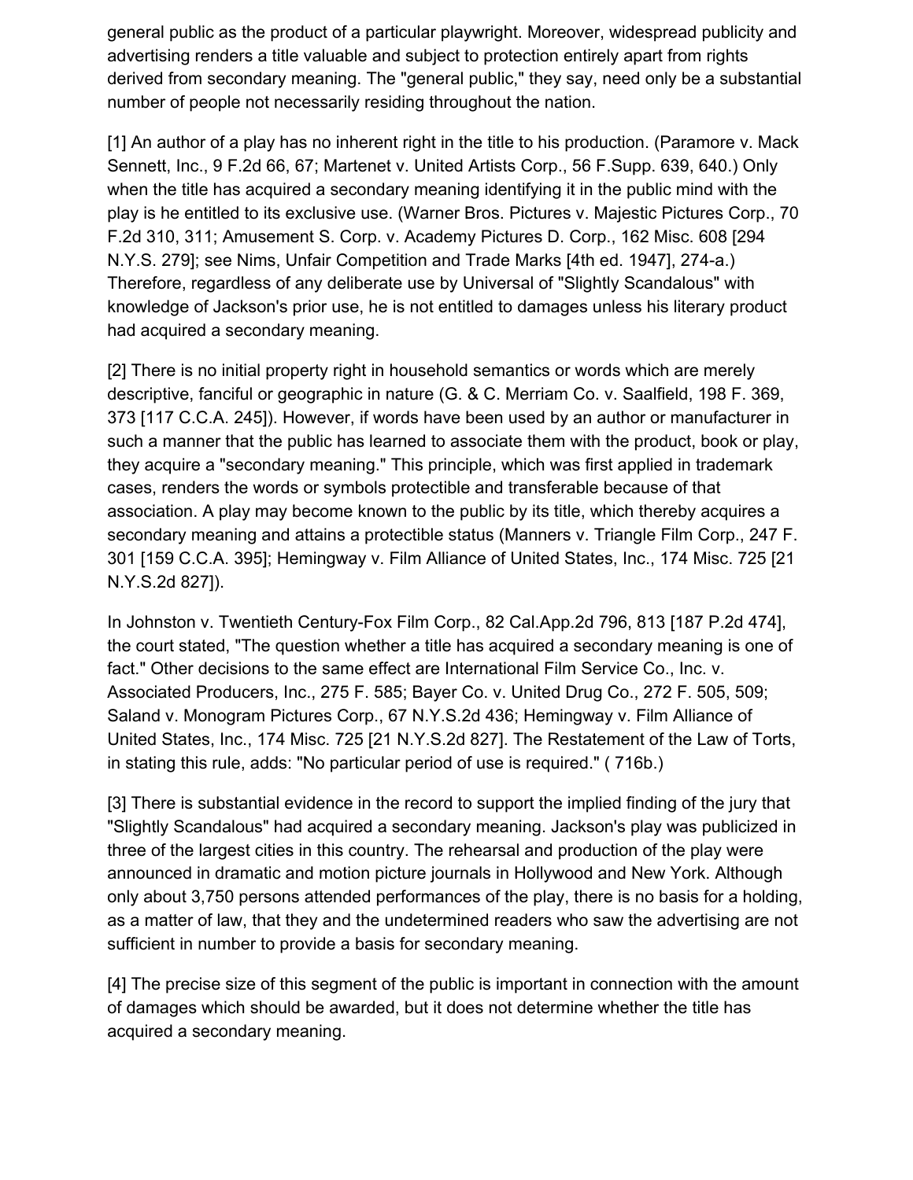general public as the product of a particular playwright. Moreover, widespread publicity and advertising renders a title valuable and subject to protection entirely apart from rights derived from secondary meaning. The "general public," they say, need only be a substantial number of people not necessarily residing throughout the nation.

[1] An author of a play has no inherent right in the title to his production. (Paramore v. Mack Sennett, Inc., 9 F.2d 66, 67; Martenet v. United Artists Corp., 56 F.Supp. 639, 640.) Only when the title has acquired a secondary meaning identifying it in the public mind with the play is he entitled to its exclusive use. (Warner Bros. Pictures v. Majestic Pictures Corp., 70 F.2d 310, 311; Amusement S. Corp. v. Academy Pictures D. Corp., 162 Misc. 608 [294 N.Y.S. 279]; see Nims, Unfair Competition and Trade Marks [4th ed. 1947], 274-a.) Therefore, regardless of any deliberate use by Universal of "Slightly Scandalous" with knowledge of Jackson's prior use, he is not entitled to damages unless his literary product had acquired a secondary meaning.

[2] There is no initial property right in household semantics or words which are merely descriptive, fanciful or geographic in nature (G. & C. Merriam Co. v. Saalfield, 198 F. 369, 373 [117 C.C.A. 245]). However, if words have been used by an author or manufacturer in such a manner that the public has learned to associate them with the product, book or play, they acquire a "secondary meaning." This principle, which was first applied in trademark cases, renders the words or symbols protectible and transferable because of that association. A play may become known to the public by its title, which thereby acquires a secondary meaning and attains a protectible status (Manners v. Triangle Film Corp., 247 F. 301 [159 C.C.A. 395]; Hemingway v. Film Alliance of United States, Inc., 174 Misc. 725 [21 N.Y.S.2d 827]).

In Johnston v. Twentieth Century-Fox Film Corp., 82 Cal.App.2d 796, 813 [187 P.2d 474], the court stated, "The question whether a title has acquired a secondary meaning is one of fact." Other decisions to the same effect are International Film Service Co., Inc. v. Associated Producers, Inc., 275 F. 585; Bayer Co. v. United Drug Co., 272 F. 505, 509; Saland v. Monogram Pictures Corp., 67 N.Y.S.2d 436; Hemingway v. Film Alliance of United States, Inc., 174 Misc. 725 [21 N.Y.S.2d 827]. The Restatement of the Law of Torts, in stating this rule, adds: "No particular period of use is required." ( 716b.)

[3] There is substantial evidence in the record to support the implied finding of the jury that "Slightly Scandalous" had acquired a secondary meaning. Jackson's play was publicized in three of the largest cities in this country. The rehearsal and production of the play were announced in dramatic and motion picture journals in Hollywood and New York. Although only about 3,750 persons attended performances of the play, there is no basis for a holding, as a matter of law, that they and the undetermined readers who saw the advertising are not sufficient in number to provide a basis for secondary meaning.

[4] The precise size of this segment of the public is important in connection with the amount of damages which should be awarded, but it does not determine whether the title has acquired a secondary meaning.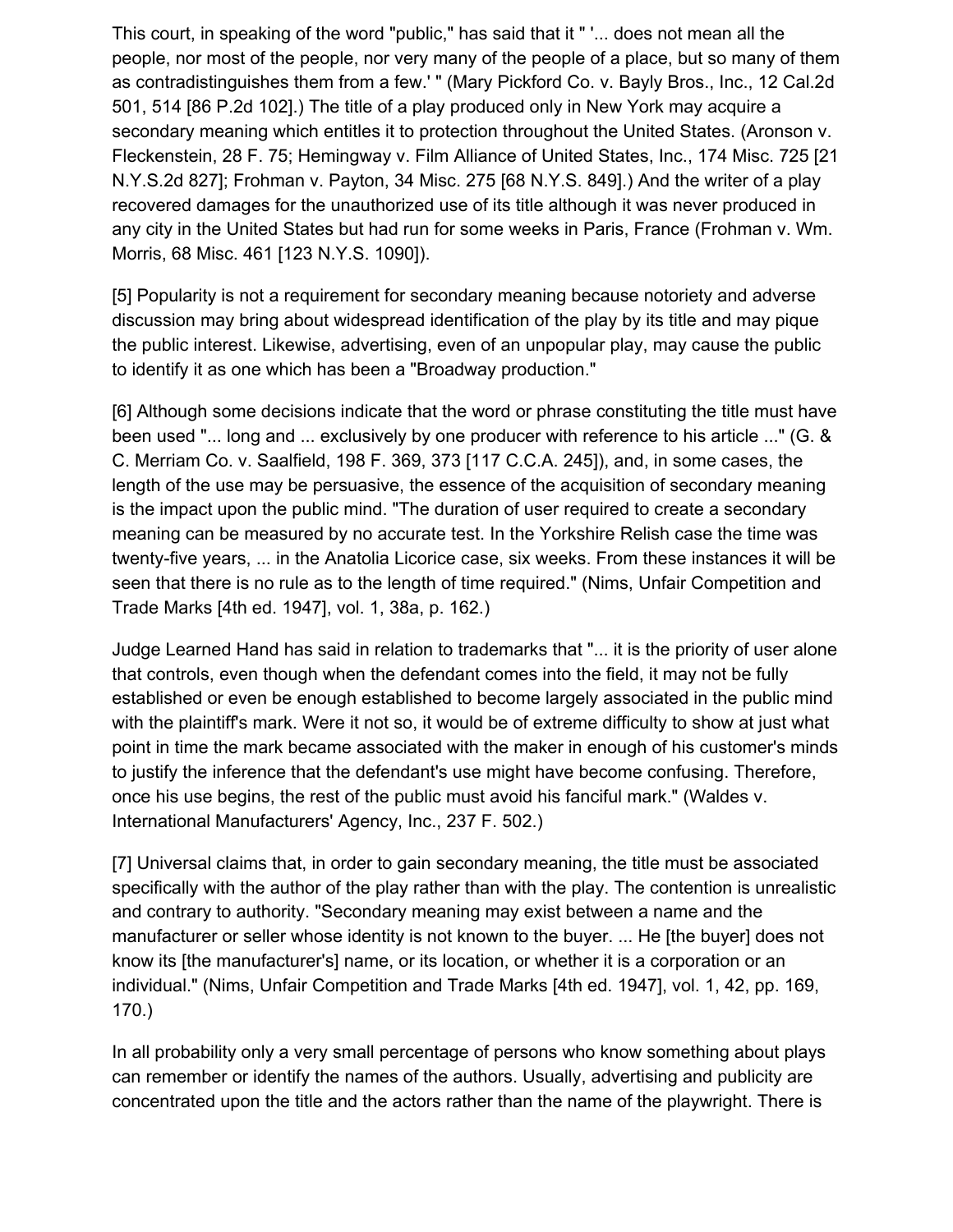This court, in speaking of the word "public," has said that it " '... does not mean all the people, nor most of the people, nor very many of the people of a place, but so many of them as contradistinguishes them from a few.' " (Mary Pickford Co. v. Bayly Bros., Inc., 12 Cal.2d 501, 514 [86 P.2d 102].) The title of a play produced only in New York may acquire a secondary meaning which entitles it to protection throughout the United States. (Aronson v. Fleckenstein, 28 F. 75; Hemingway v. Film Alliance of United States, Inc., 174 Misc. 725 [21 N.Y.S.2d 827]; Frohman v. Payton, 34 Misc. 275 [68 N.Y.S. 849].) And the writer of a play recovered damages for the unauthorized use of its title although it was never produced in any city in the United States but had run for some weeks in Paris, France (Frohman v. Wm. Morris, 68 Misc. 461 [123 N.Y.S. 1090]).

[5] Popularity is not a requirement for secondary meaning because notoriety and adverse discussion may bring about widespread identification of the play by its title and may pique the public interest. Likewise, advertising, even of an unpopular play, may cause the public to identify it as one which has been a "Broadway production."

[6] Although some decisions indicate that the word or phrase constituting the title must have been used "... long and ... exclusively by one producer with reference to his article ..." (G. & C. Merriam Co. v. Saalfield, 198 F. 369, 373 [117 C.C.A. 245]), and, in some cases, the length of the use may be persuasive, the essence of the acquisition of secondary meaning is the impact upon the public mind. "The duration of user required to create a secondary meaning can be measured by no accurate test. In the Yorkshire Relish case the time was twenty-five years, ... in the Anatolia Licorice case, six weeks. From these instances it will be seen that there is no rule as to the length of time required." (Nims, Unfair Competition and Trade Marks [4th ed. 1947], vol. 1, 38a, p. 162.)

Judge Learned Hand has said in relation to trademarks that "... it is the priority of user alone that controls, even though when the defendant comes into the field, it may not be fully established or even be enough established to become largely associated in the public mind with the plaintiff's mark. Were it not so, it would be of extreme difficulty to show at just what point in time the mark became associated with the maker in enough of his customer's minds to justify the inference that the defendant's use might have become confusing. Therefore, once his use begins, the rest of the public must avoid his fanciful mark." (Waldes v. International Manufacturers' Agency, Inc., 237 F. 502.)

[7] Universal claims that, in order to gain secondary meaning, the title must be associated specifically with the author of the play rather than with the play. The contention is unrealistic and contrary to authority. "Secondary meaning may exist between a name and the manufacturer or seller whose identity is not known to the buyer. ... He [the buyer] does not know its [the manufacturer's] name, or its location, or whether it is a corporation or an individual." (Nims, Unfair Competition and Trade Marks [4th ed. 1947], vol. 1, 42, pp. 169, 170.)

In all probability only a very small percentage of persons who know something about plays can remember or identify the names of the authors. Usually, advertising and publicity are concentrated upon the title and the actors rather than the name of the playwright. There is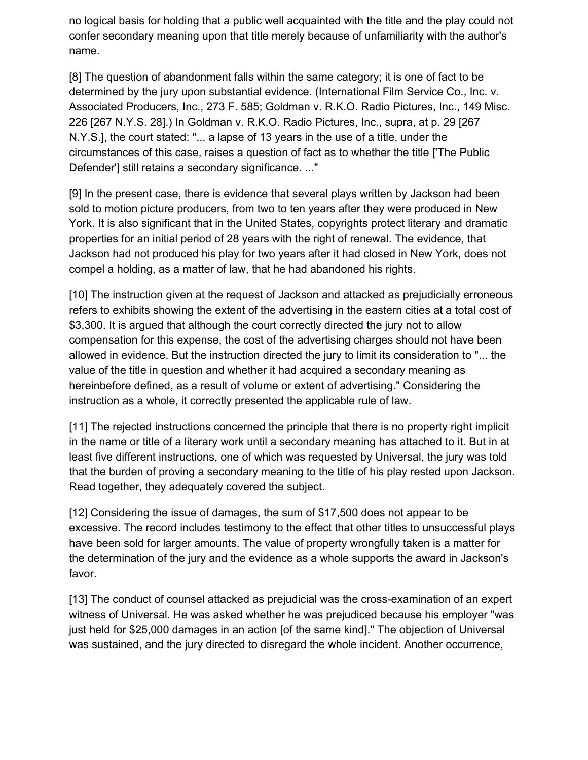no logical basis for holding that a public well acquainted with the title and the play could not confer secondary meaning upon that title merely because of unfamiliarity with the author's name.

[8] The question of abandonment falls within the same category; it is one of fact to be determined by the jury upon substantial evidence. (International Film Service Co., Inc. v. Associated Producers, Inc., 273 F. 585; Goldman v. R.K.O. Radio Pictures, Inc., 149 Misc. 226 [267 N.Y.S. 28].) In Goldman v. R.K.O. Radio Pictures, Inc., supra, at p. 29 [267 N.Y.S.], the court stated: "... a lapse of 13 years in the use of a title, under the circumstances of this case, raises a question of fact as to whether the title ['The Public Defender'] still retains a secondary significance. ..."

[9] In the present case, there is evidence that several plays written by Jackson had been sold to motion picture producers, from two to ten years after they were produced in New York. It is also significant that in the United States, copyrights protect literary and dramatic properties for an initial period of 28 years with the right of renewal. The evidence, that Jackson had not produced his play for two years after it had closed in New York, does not compel a holding, as a matter of law, that he had abandoned his rights.

[10] The instruction given at the request of Jackson and attacked as prejudicially erroneous refers to exhibits showing the extent of the advertising in the eastern cities at a total cost of $3,300. It is argued that although the court correctly directed the jury not to allow compensation for this expense, the cost of the advertising charges should not have been allowed in evidence. But the instruction directed the jury to limit its consideration to "... the value of the title in question and whether it had acquired a secondary meaning as hereinbefore defined, as a result of volume or extent of advertising." Considering the instruction as a whole, it correctly presented the applicable rule of law.

[11] The rejected instructions concerned the principle that there is no property right implicit in the name or title of a literary work until a secondary meaning has attached to it. But in at least five different instructions, one of which was requested by Universal, the jury was told that the burden of proving a secondary meaning to the title of his play rested upon Jackson. Read together, they adequately covered the subject.

[12] Considering the issue of damages, the sum of $17,500 does not appear to be excessive. The record includes testimony to the effect that other titles to unsuccessful plays have been sold for larger amounts. The value of property wrongfully taken is a matter for the determination of the jury and the evidence as a whole supports the award in Jackson's favor.

[13] The conduct of counsel attacked as prejudicial was the cross-examination of an expert witness of Universal. He was asked whether he was prejudiced because his employer "was just held for $25,000 damages in an action [of the same kind]." The objection of Universal was sustained, and the jury directed to disregard the whole incident. Another occurrence,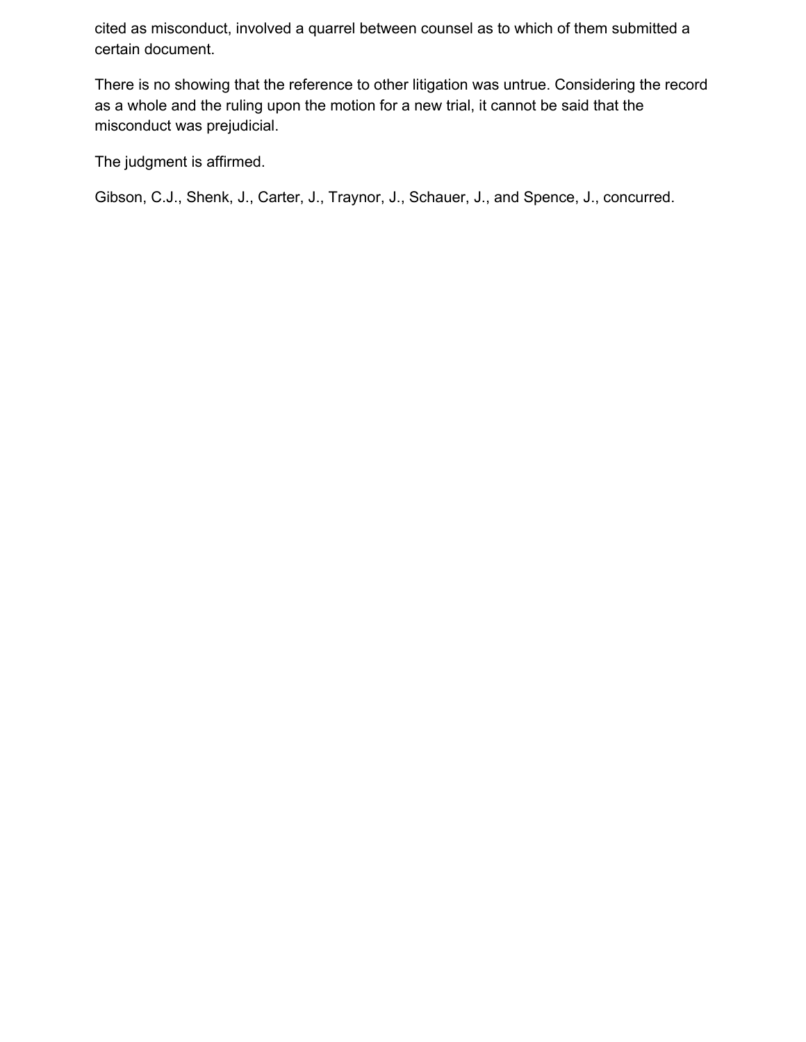cited as misconduct, involved a quarrel between counsel as to which of them submitted a certain document.

There is no showing that the reference to other litigation was untrue. Considering the record as a whole and the ruling upon the motion for a new trial, it cannot be said that the misconduct was prejudicial.

The judgment is affirmed.

Gibson, C.J., Shenk, J., Carter, J., Traynor, J., Schauer, J., and Spence, J., concurred.